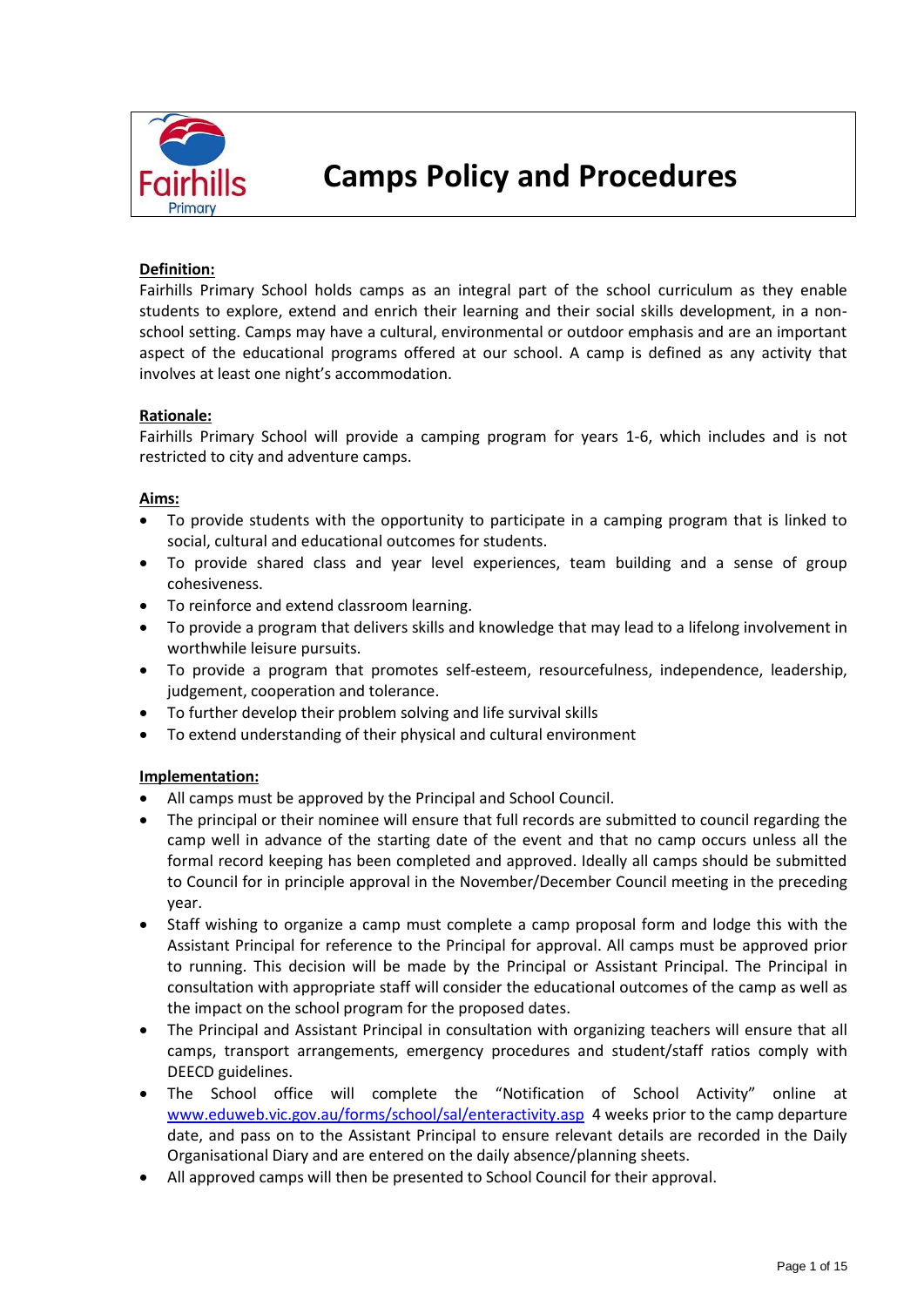# Camps Policy and Procedures

**Definition:**

Fairhills Primary School holds camps as an integral part of the school curriculum as they enable students to explore, extend and enrich their learning and their social skills development, in a non-school setting. Camps may have a cultural, environmental or outdoor emphasis and are an important aspect of the educational programs offered at our school. A camp is defined as any activity that involves at least one night's accommodation.

**Rationale:**

Fairhills Primary School will provide a camping program for years 1-6, which includes and is not restricted to city and adventure camps.

**Aims:**

- To provide students with the opportunity to participate in a camping program that is linked to social, cultural and educational outcomes for students.
- To provide shared class and year level experiences, team building and a sense of group cohesiveness.
- To reinforce and extend classroom learning.
- To provide a program that delivers skills and knowledge that may lead to a lifelong involvement in worthwhile leisure pursuits.
- To provide a program that promotes self-esteem, resourcefulness, independence, leadership, judgement, cooperation and tolerance.
- To further develop their problem solving and life survival skills
- To extend understanding of their physical and cultural environment

**Implementation:**

- All camps must be approved by the Principal and School Council.
- The principal or their nominee will ensure that full records are submitted to council regarding the camp well in advance of the starting date of the event and that no camp occurs unless all the formal record keeping has been completed and approved. Ideally all camps should be submitted to Council for in principle approval in the November/December Council meeting in the preceding year.
- Staff wishing to organize a camp must complete a camp proposal form and lodge this with the Assistant Principal for reference to the Principal for approval. All camps must be approved prior to running. This decision will be made by the Principal or Assistant Principal. The Principal in consultation with appropriate staff will consider the educational outcomes of the camp as well as the impact on the school program for the proposed dates.
- The Principal and Assistant Principal in consultation with organizing teachers will ensure that all camps, transport arrangements, emergency procedures and student/staff ratios comply with DEECD guidelines.
- The School office will complete the "Notification of School Activity" online at [www.eduweb.vic.gov.au/forms/school/sal/enteractivity.asp](www.eduweb.vic.gov.au/forms/school/sal/enteractivity.asp) 4 weeks prior to the camp departure date, and pass on to the Assistant Principal to ensure relevant details are recorded in the Daily Organisational Diary and are entered on the daily absence/planning sheets.
- All approved camps will then be presented to School Council for their approval.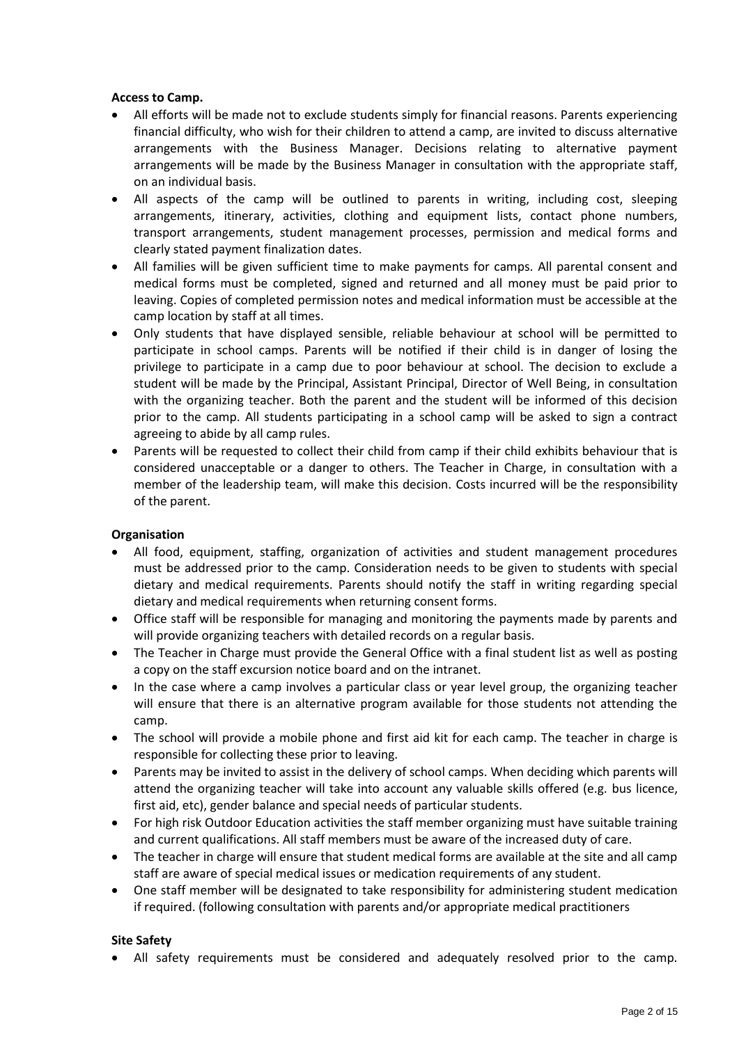**Access to Camp.**

- All efforts will be made not to exclude students simply for financial reasons. Parents experiencing financial difficulty, who wish for their children to attend a camp, are invited to discuss alternative arrangements with the Business Manager. Decisions relating to alternative payment arrangements will be made by the Business Manager in consultation with the appropriate staff, on an individual basis.
- All aspects of the camp will be outlined to parents in writing, including cost, sleeping arrangements, itinerary, activities, clothing and equipment lists, contact phone numbers, transport arrangements, student management processes, permission and medical forms and clearly stated payment finalization dates.
- All families will be given sufficient time to make payments for camps. All parental consent and medical forms must be completed, signed and returned and all money must be paid prior to leaving. Copies of completed permission notes and medical information must be accessible at the camp location by staff at all times.
- Only students that have displayed sensible, reliable behaviour at school will be permitted to participate in school camps. Parents will be notified if their child is in danger of losing the privilege to participate in a camp due to poor behaviour at school. The decision to exclude a student will be made by the Principal, Assistant Principal, Director of Well Being, in consultation with the organizing teacher. Both the parent and the student will be informed of this decision prior to the camp. All students participating in a school camp will be asked to sign a contract agreeing to abide by all camp rules.
- Parents will be requested to collect their child from camp if their child exhibits behaviour that is considered unacceptable or a danger to others. The Teacher in Charge, in consultation with a member of the leadership team, will make this decision. Costs incurred will be the responsibility of the parent.

**Organisation**

- All food, equipment, staffing, organization of activities and student management procedures must be addressed prior to the camp. Consideration needs to be given to students with special dietary and medical requirements. Parents should notify the staff in writing regarding special dietary and medical requirements when returning consent forms.
- Office staff will be responsible for managing and monitoring the payments made by parents and will provide organizing teachers with detailed records on a regular basis.
- The Teacher in Charge must provide the General Office with a final student list as well as posting a copy on the staff excursion notice board and on the intranet.
- In the case where a camp involves a particular class or year level group, the organizing teacher will ensure that there is an alternative program available for those students not attending the camp.
- The school will provide a mobile phone and first aid kit for each camp. The teacher in charge is responsible for collecting these prior to leaving.
- Parents may be invited to assist in the delivery of school camps. When deciding which parents will attend the organizing teacher will take into account any valuable skills offered (e.g. bus licence, first aid, etc), gender balance and special needs of particular students.
- For high risk Outdoor Education activities the staff member organizing must have suitable training and current qualifications. All staff members must be aware of the increased duty of care.
- The teacher in charge will ensure that student medical forms are available at the site and all camp staff are aware of special medical issues or medication requirements of any student.
- One staff member will be designated to take responsibility for administering student medication if required. (following consultation with parents and/or appropriate medical practitioners

**Site Safety**

- All safety requirements must be considered and adequately resolved prior to the camp.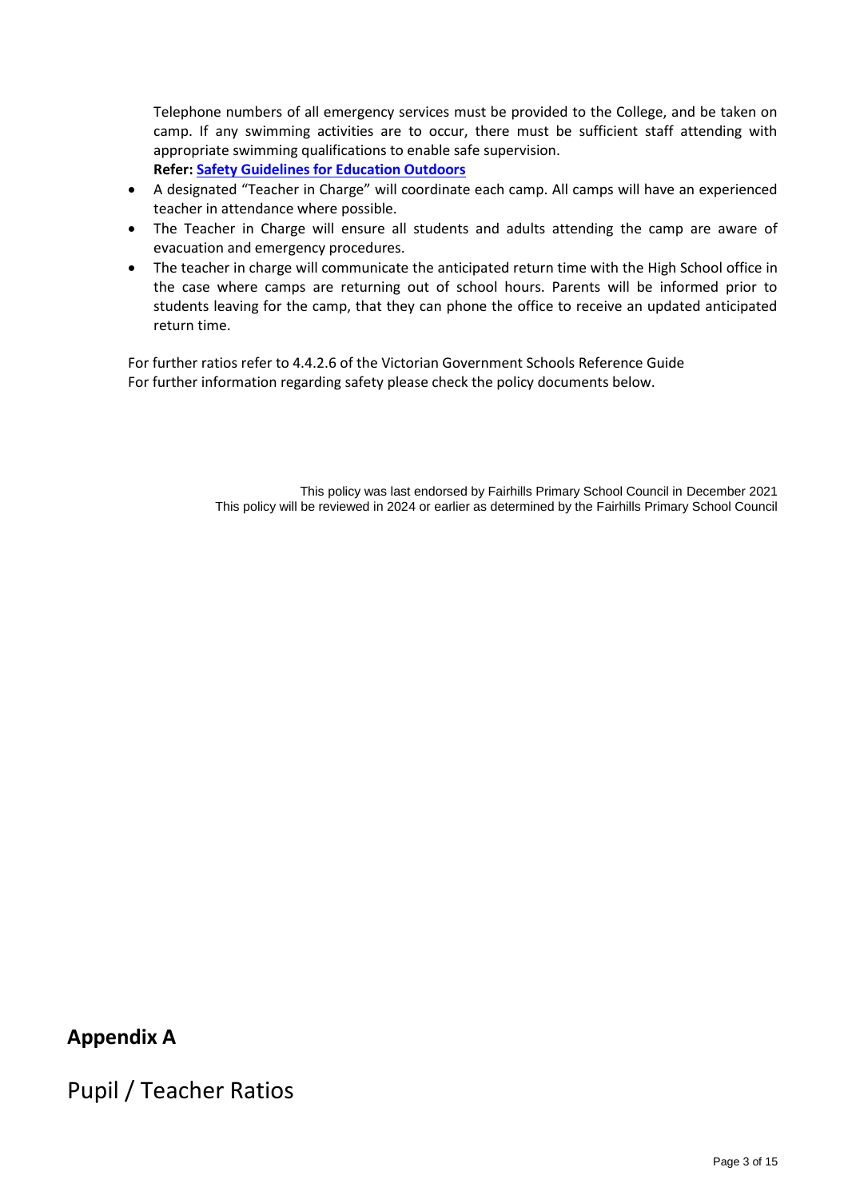Telephone numbers of all emergency services must be provided to the College, and be taken on camp. If any swimming activities are to occur, there must be sufficient staff attending with appropriate swimming qualifications to enable safe supervision.
**Refer: Safety Guidelines for Education Outdoors**

- A designated "Teacher in Charge" will coordinate each camp. All camps will have an experienced teacher in attendance where possible.
- The Teacher in Charge will ensure all students and adults attending the camp are aware of evacuation and emergency procedures.
- The teacher in charge will communicate the anticipated return time with the High School office in the case where camps are returning out of school hours. Parents will be informed prior to students leaving for the camp, that they can phone the office to receive an updated anticipated return time.

For further ratios refer to 4.4.2.6 of the Victorian Government Schools Reference Guide
For further information regarding safety please check the policy documents below.

This policy was last endorsed by Fairhills Primary School Council in December 2021
This policy will be reviewed in 2024 or earlier as determined by the Fairhills Primary School Council

## Appendix A

# Pupil / Teacher Ratios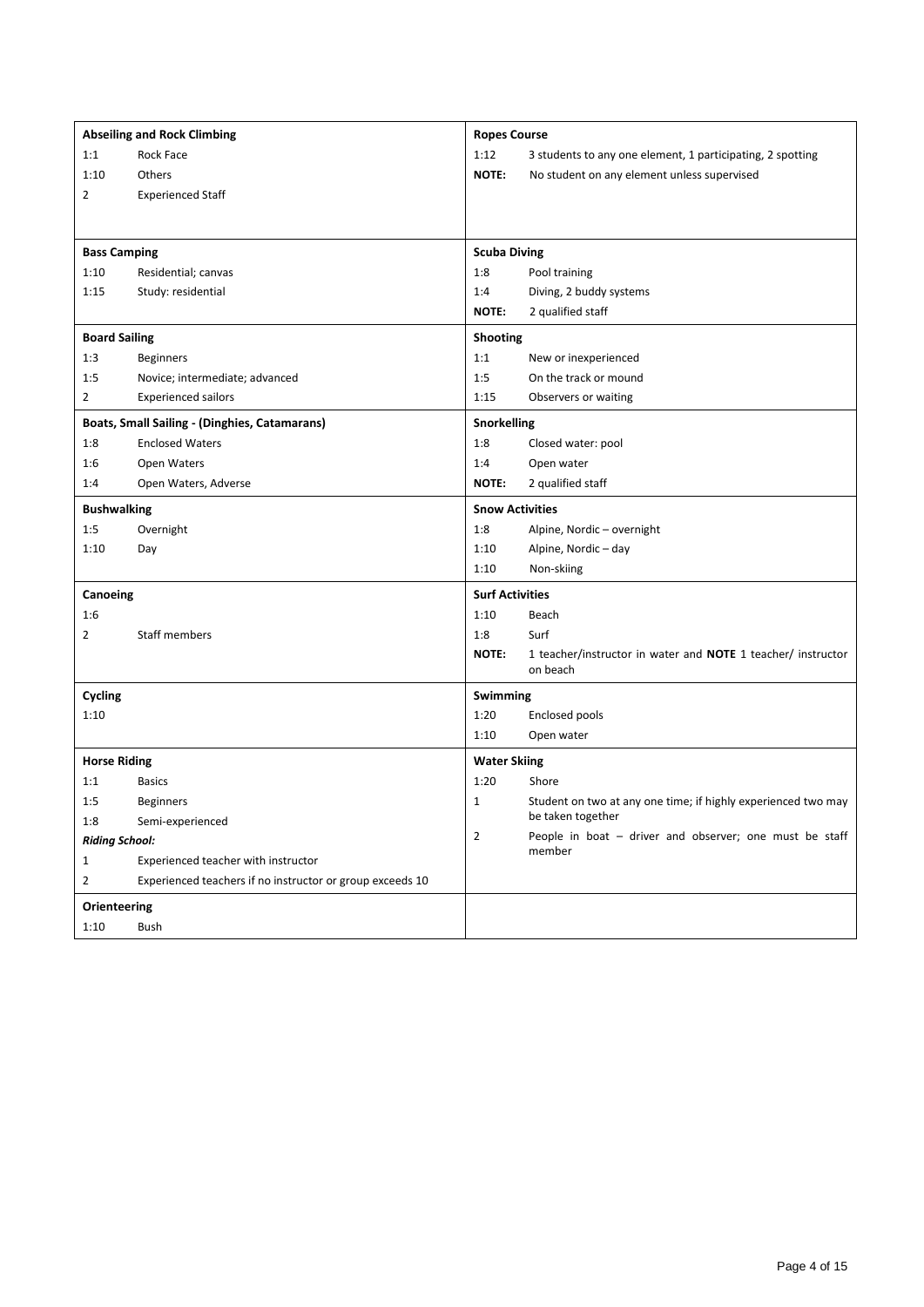| **Abseiling and Rock Climbing** | | **Ropes Course** | |
|---|---|---|---|
| 1:1 | Rock Face | 1:12 | 3 students to any one element, 1 participating, 2 spotting |
| 1:10 | Others | **NOTE:** | No student on any element unless supervised |
| 2 | Experienced Staff | | |
| **Bass Camping** | | **Scuba Diving** | |
| 1:10 | Residential; canvas | 1:8 | Pool training |
| 1:15 | Study: residential | 1:4 | Diving, 2 buddy systems |
| | | **NOTE:** | 2 qualified staff |
| **Board Sailing** | | **Shooting** | |
| 1:3 | Beginners | 1:1 | New or inexperienced |
| 1:5 | Novice; intermediate; advanced | 1:5 | On the track or mound |
| 2 | Experienced sailors | 1:15 | Observers or waiting |
| **Boats, Small Sailing - (Dinghies, Catamarans)** | | **Snorkelling** | |
| 1:8 | Enclosed Waters | 1:8 | Closed water: pool |
| 1:6 | Open Waters | 1:4 | Open water |
| 1:4 | Open Waters, Adverse | **NOTE:** | 2 qualified staff |
| **Bushwalking** | | **Snow Activities** | |
| 1:5 | Overnight | 1:8 | Alpine, Nordic – overnight |
| 1:10 | Day | 1:10 | Alpine, Nordic – day |
| | | 1:10 | Non-skiing |
| **Canoeing** | | **Surf Activities** | |
| 1:6 | | 1:10 | Beach |
| 2 | Staff members | 1:8 | Surf |
| | | **NOTE:** | 1 teacher/instructor in water and **NOTE** 1 teacher/ instructor on beach |
| **Cycling** | | **Swimming** | |
| 1:10 | | 1:20 | Enclosed pools |
| | | 1:10 | Open water |
| **Horse Riding** | | **Water Skiing** | |
| 1:1 | Basics | 1:20 | Shore |
| 1:5 | Beginners | 1 | Student on two at any one time; if highly experienced two may be taken together |
| 1:8 | Semi-experienced | 2 | People in boat – driver and observer; one must be staff member |
| ***Riding School:*** | | | |
| 1 | Experienced teacher with instructor | | |
| 2 | Experienced teachers if no instructor or group exceeds 10 | | |
| **Orienteering** | | | |
| 1:10 | Bush | | |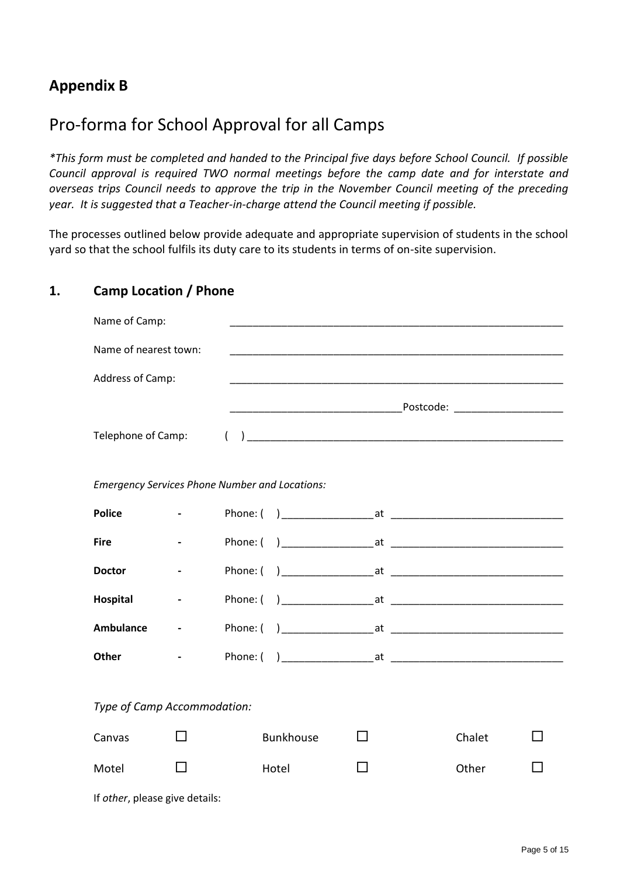## Appendix B

# Pro-forma for School Approval for all Camps

*\*This form must be completed and handed to the Principal five days before School Council. If possible Council approval is required TWO normal meetings before the camp date and for interstate and overseas trips Council needs to approve the trip in the November Council meeting of the preceding year. It is suggested that a Teacher-in-charge attend the Council meeting if possible.*

The processes outlined below provide adequate and appropriate supervision of students in the school yard so that the school fulfils its duty care to its students in terms of on-site supervision.

### 1. Camp Location / Phone

Name of Camp: ____________________________________________________________

Name of nearest town: ____________________________________________________________

Address of Camp: ____________________________________________________________

______________________________ Postcode: ___________________

Telephone of Camp: (  ) ________________________________________________________

*Emergency Services Phone Number and Locations:*

**Police** - Phone: (  ) ________________ at ______________________________

**Fire** - Phone: (  ) ________________ at ______________________________

**Doctor** - Phone: (  ) ________________ at ______________________________

**Hospital** - Phone: (  ) ________________ at ______________________________

**Ambulance** - Phone: (  ) ________________ at ______________________________

**Other** - Phone: (  ) ________________ at ______________________________

*Type of Camp Accommodation:*

| | | | | | |
|---|---|---|---|---|---|
| Canvas | ☐ | Bunkhouse | ☐ | Chalet | ☐ |
| Motel | ☐ | Hotel | ☐ | Other | ☐ |

If *other*, please give details: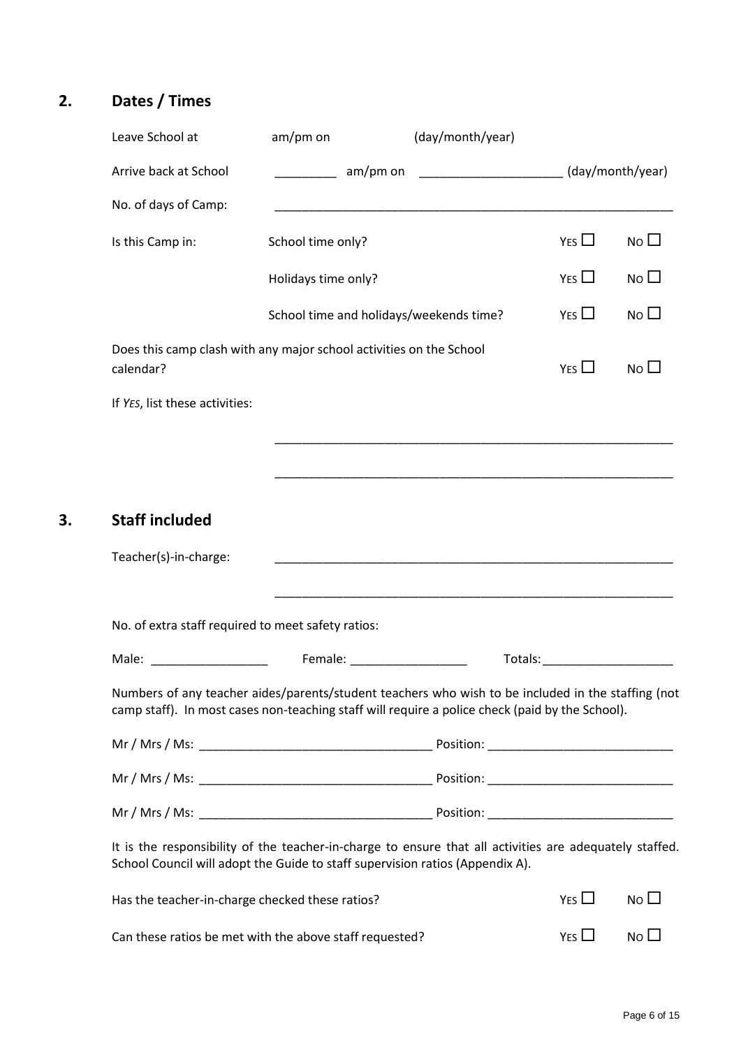## 2. Dates / Times

Leave School at am/pm on (day/month/year)

Arrive back at School _________ am/pm on _____________________ (day/month/year)

No. of days of Camp: ___________________________________________________________

Is this Camp in:

| | | | |
|---|---|---|---|
| | School time only? | YES ☐ | NO ☐ |
| | Holidays time only? | YES ☐ | NO ☐ |
| | School time and holidays/weekends time? | YES ☐ | NO ☐ |

Does this camp clash with any major school activities on the School calendar? YES ☐ NO ☐

If *YES*, list these activities:

___________________________________________________________

___________________________________________________________

## 3. Staff included

Teacher(s)-in-charge: ___________________________________________________________

___________________________________________________________

No. of extra staff required to meet safety ratios:

Male: _________________ Female: _________________ Totals: ___________________

Numbers of any teacher aides/parents/student teachers who wish to be included in the staffing (not camp staff). In most cases non-teaching staff will require a police check (paid by the School).

Mr / Mrs / Ms: _________________________________ Position: ___________________________

Mr / Mrs / Ms: _________________________________ Position: ___________________________

Mr / Mrs / Ms: _________________________________ Position: ___________________________

It is the responsibility of the teacher-in-charge to ensure that all activities are adequately staffed. School Council will adopt the Guide to staff supervision ratios (Appendix A).

Has the teacher-in-charge checked these ratios? YES ☐ NO ☐

Can these ratios be met with the above staff requested? YES ☐ NO ☐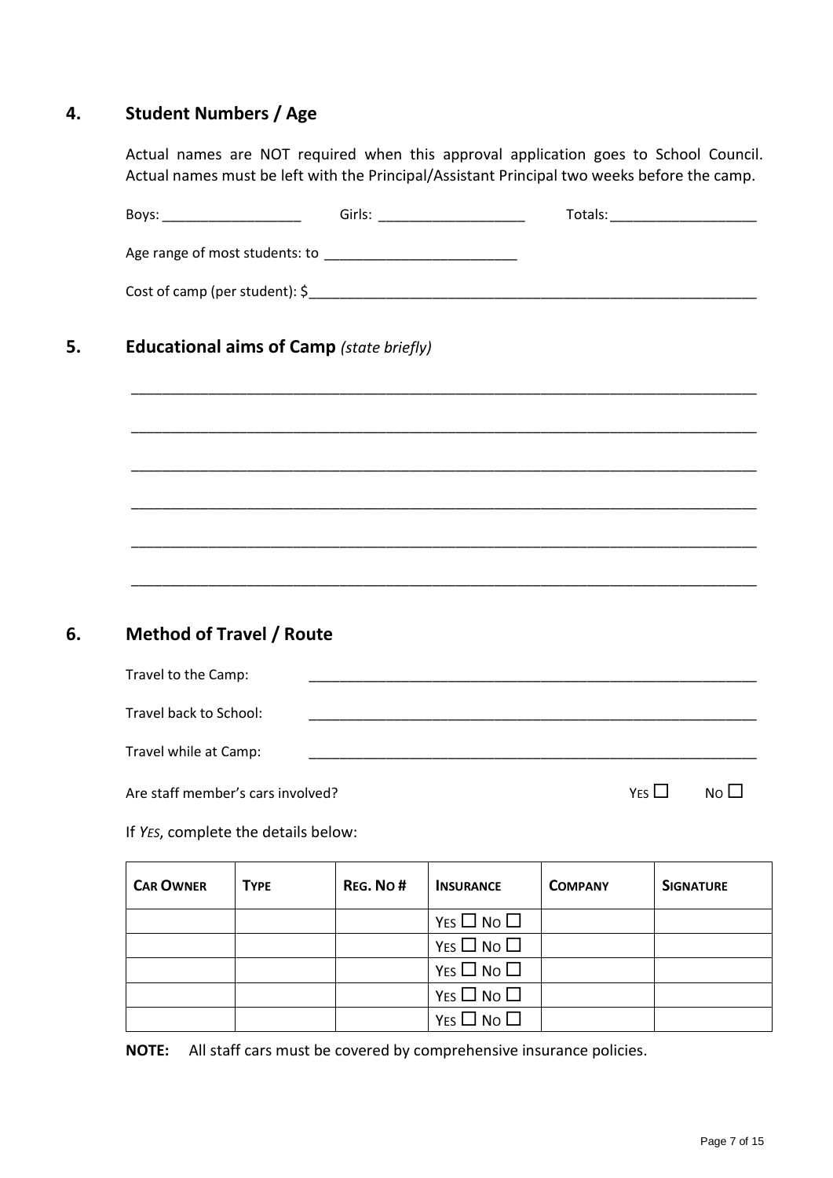## 4. Student Numbers / Age

Actual names are NOT required when this approval application goes to School Council. Actual names must be left with the Principal/Assistant Principal two weeks before the camp.

Boys: __________________ Girls: ___________________ Totals: ___________________

Age range of most students: to _________________________

Cost of camp (per student): $____________________________________________________________

## 5. Educational aims of Camp *(state briefly)*

_______________________________________________________________________________

_______________________________________________________________________________

_______________________________________________________________________________

_______________________________________________________________________________

_______________________________________________________________________________

_______________________________________________________________________________

## 6. Method of Travel / Route

Travel to the Camp: ____________________________________________________________

Travel back to School: ____________________________________________________________

Travel while at Camp: ____________________________________________________________

Are staff member's cars involved? YES ☐ NO ☐

If *YES*, complete the details below:

| CAR OWNER | TYPE | REG. NO # | INSURANCE | COMPANY | SIGNATURE |
|---|---|---|---|---|---|
| | | | YES ☐ NO ☐ | | |
| | | | YES ☐ NO ☐ | | |
| | | | YES ☐ NO ☐ | | |
| | | | YES ☐ NO ☐ | | |
| | | | YES ☐ NO ☐ | | |

**NOTE:** All staff cars must be covered by comprehensive insurance policies.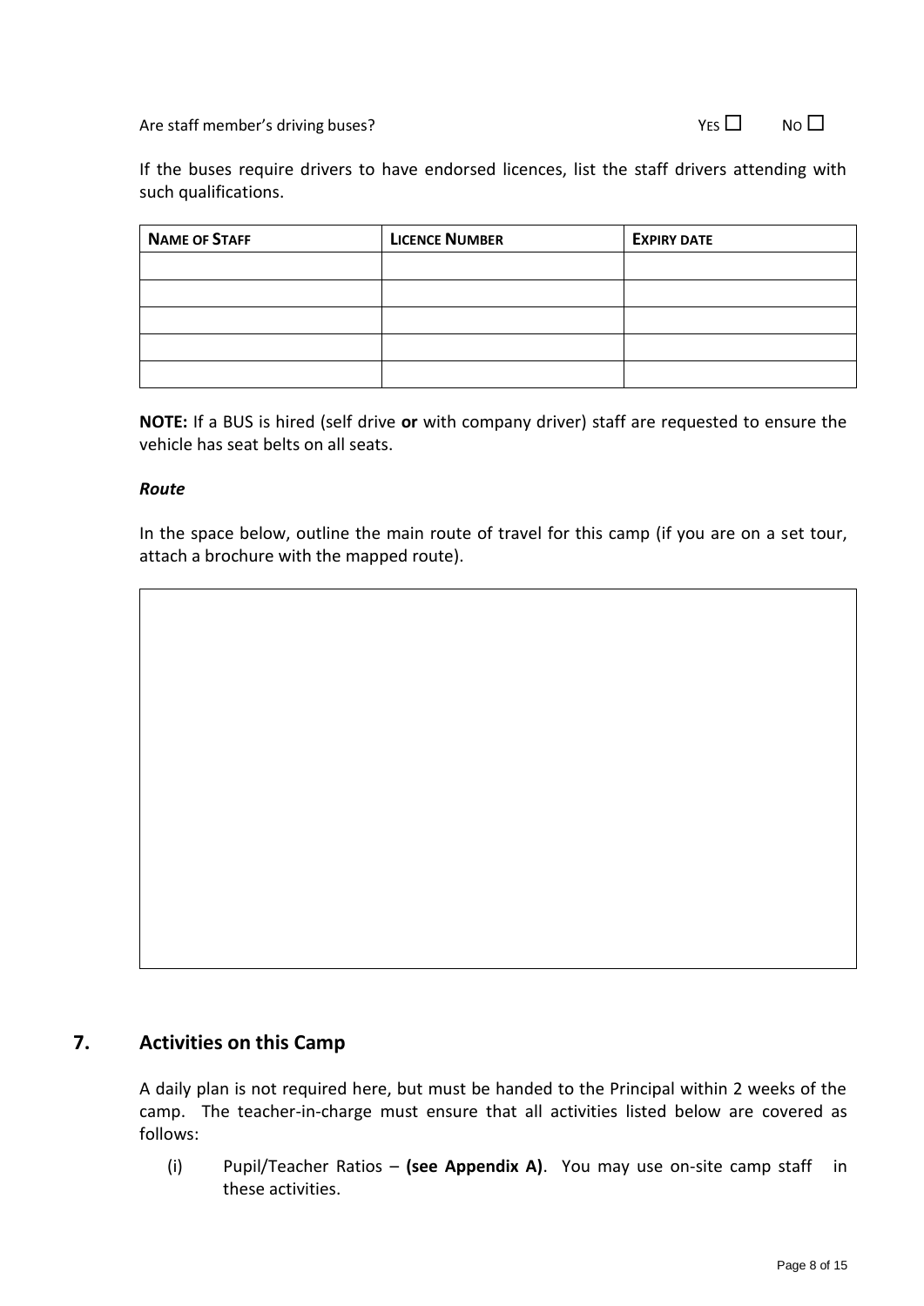Are staff member's driving buses? YES ☐ NO ☐

If the buses require drivers to have endorsed licences, list the staff drivers attending with such qualifications.

| NAME OF STAFF | LICENCE NUMBER | EXPIRY DATE |
|---|---|---|
| | | |
| | | |
| | | |
| | | |
| | | |

**NOTE:** If a BUS is hired (self drive **or** with company driver) staff are requested to ensure the vehicle has seat belts on all seats.

***Route***

In the space below, outline the main route of travel for this camp (if you are on a set tour, attach a brochure with the mapped route).

| |
|---|
| |

## 7. Activities on this Camp

A daily plan is not required here, but must be handed to the Principal within 2 weeks of the camp. The teacher-in-charge must ensure that all activities listed below are covered as follows:

(i) Pupil/Teacher Ratios – **(see Appendix A)**. You may use on-site camp staff in these activities.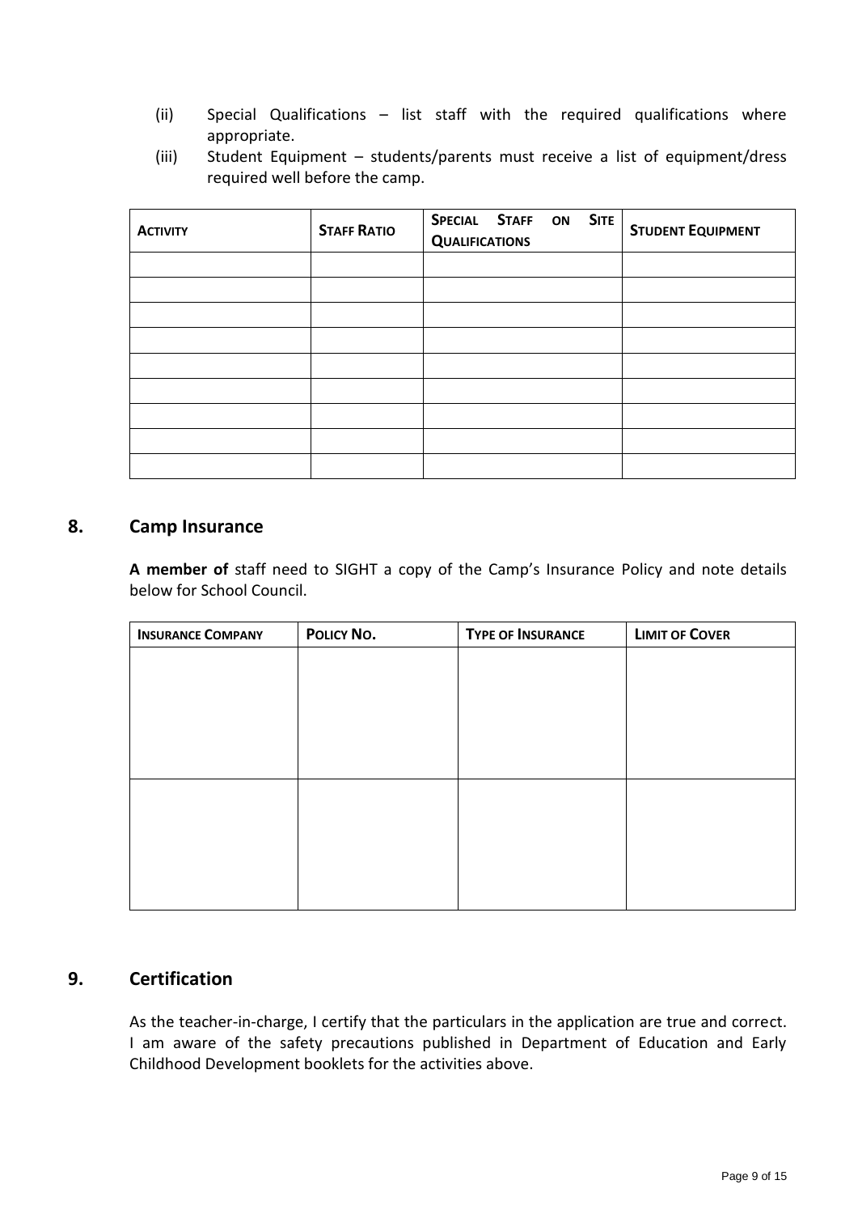(ii) Special Qualifications – list staff with the required qualifications where appropriate.

(iii) Student Equipment – students/parents must receive a list of equipment/dress required well before the camp.

| ACTIVITY | STAFF RATIO | SPECIAL STAFF ON SITE QUALIFICATIONS | STUDENT EQUIPMENT |
|---|---|---|---|
| | | | |
| | | | |
| | | | |
| | | | |
| | | | |
| | | | |
| | | | |
| | | | |
| | | | |

## 8. Camp Insurance

**A member of** staff need to SIGHT a copy of the Camp's Insurance Policy and note details below for School Council.

| INSURANCE COMPANY | POLICY NO. | TYPE OF INSURANCE | LIMIT OF COVER |
|---|---|---|---|
| | | | |
| | | | |

## 9. Certification

As the teacher-in-charge, I certify that the particulars in the application are true and correct. I am aware of the safety precautions published in Department of Education and Early Childhood Development booklets for the activities above.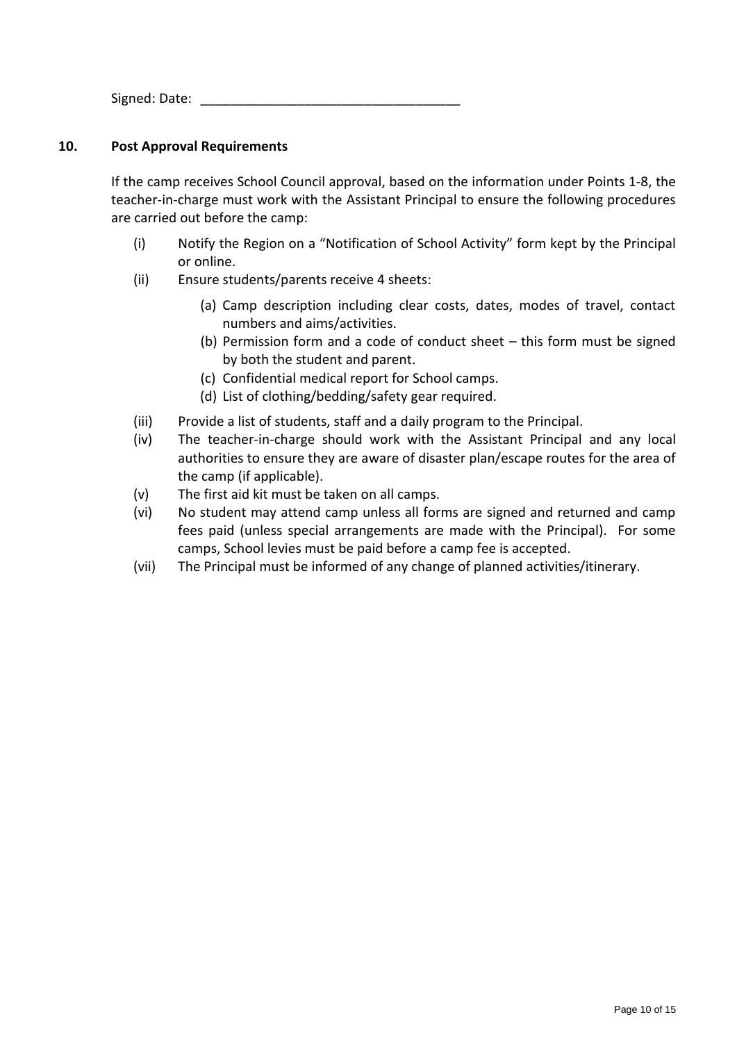Signed: Date: ___________________________________

## 10. Post Approval Requirements

If the camp receives School Council approval, based on the information under Points 1-8, the teacher-in-charge must work with the Assistant Principal to ensure the following procedures are carried out before the camp:

(i) Notify the Region on a "Notification of School Activity" form kept by the Principal or online.

(ii) Ensure students/parents receive 4 sheets:

   (a) Camp description including clear costs, dates, modes of travel, contact numbers and aims/activities.
   (b) Permission form and a code of conduct sheet – this form must be signed by both the student and parent.
   (c) Confidential medical report for School camps.
   (d) List of clothing/bedding/safety gear required.

(iii) Provide a list of students, staff and a daily program to the Principal.

(iv) The teacher-in-charge should work with the Assistant Principal and any local authorities to ensure they are aware of disaster plan/escape routes for the area of the camp (if applicable).

(v) The first aid kit must be taken on all camps.

(vi) No student may attend camp unless all forms are signed and returned and camp fees paid (unless special arrangements are made with the Principal). For some camps, School levies must be paid before a camp fee is accepted.

(vii) The Principal must be informed of any change of planned activities/itinerary.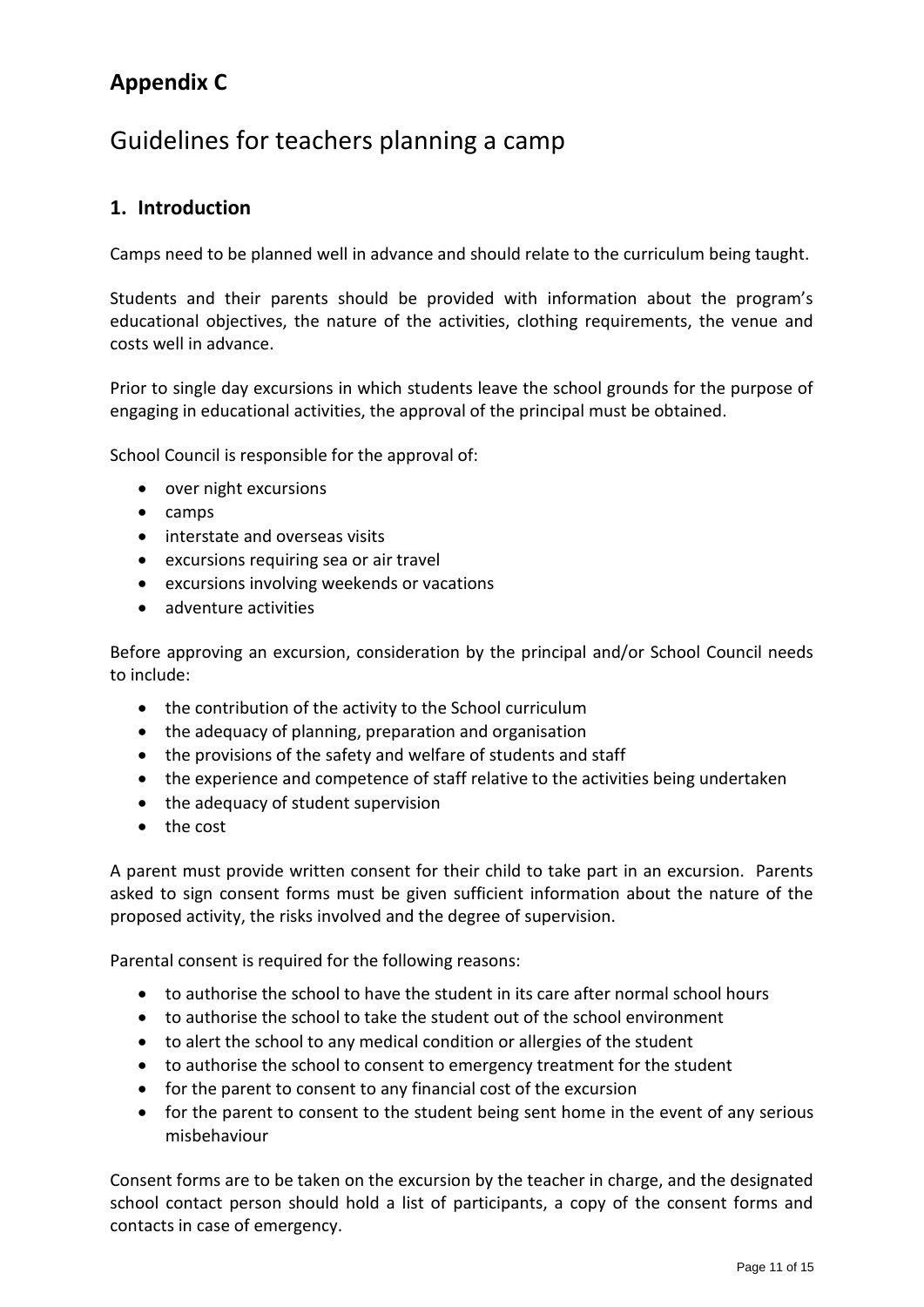## Appendix C

# Guidelines for teachers planning a camp

### 1. Introduction

Camps need to be planned well in advance and should relate to the curriculum being taught.

Students and their parents should be provided with information about the program's educational objectives, the nature of the activities, clothing requirements, the venue and costs well in advance.

Prior to single day excursions in which students leave the school grounds for the purpose of engaging in educational activities, the approval of the principal must be obtained.

School Council is responsible for the approval of:

- over night excursions
- camps
- interstate and overseas visits
- excursions requiring sea or air travel
- excursions involving weekends or vacations
- adventure activities

Before approving an excursion, consideration by the principal and/or School Council needs to include:

- the contribution of the activity to the School curriculum
- the adequacy of planning, preparation and organisation
- the provisions of the safety and welfare of students and staff
- the experience and competence of staff relative to the activities being undertaken
- the adequacy of student supervision
- the cost

A parent must provide written consent for their child to take part in an excursion. Parents asked to sign consent forms must be given sufficient information about the nature of the proposed activity, the risks involved and the degree of supervision.

Parental consent is required for the following reasons:

- to authorise the school to have the student in its care after normal school hours
- to authorise the school to take the student out of the school environment
- to alert the school to any medical condition or allergies of the student
- to authorise the school to consent to emergency treatment for the student
- for the parent to consent to any financial cost of the excursion
- for the parent to consent to the student being sent home in the event of any serious misbehaviour

Consent forms are to be taken on the excursion by the teacher in charge, and the designated school contact person should hold a list of participants, a copy of the consent forms and contacts in case of emergency.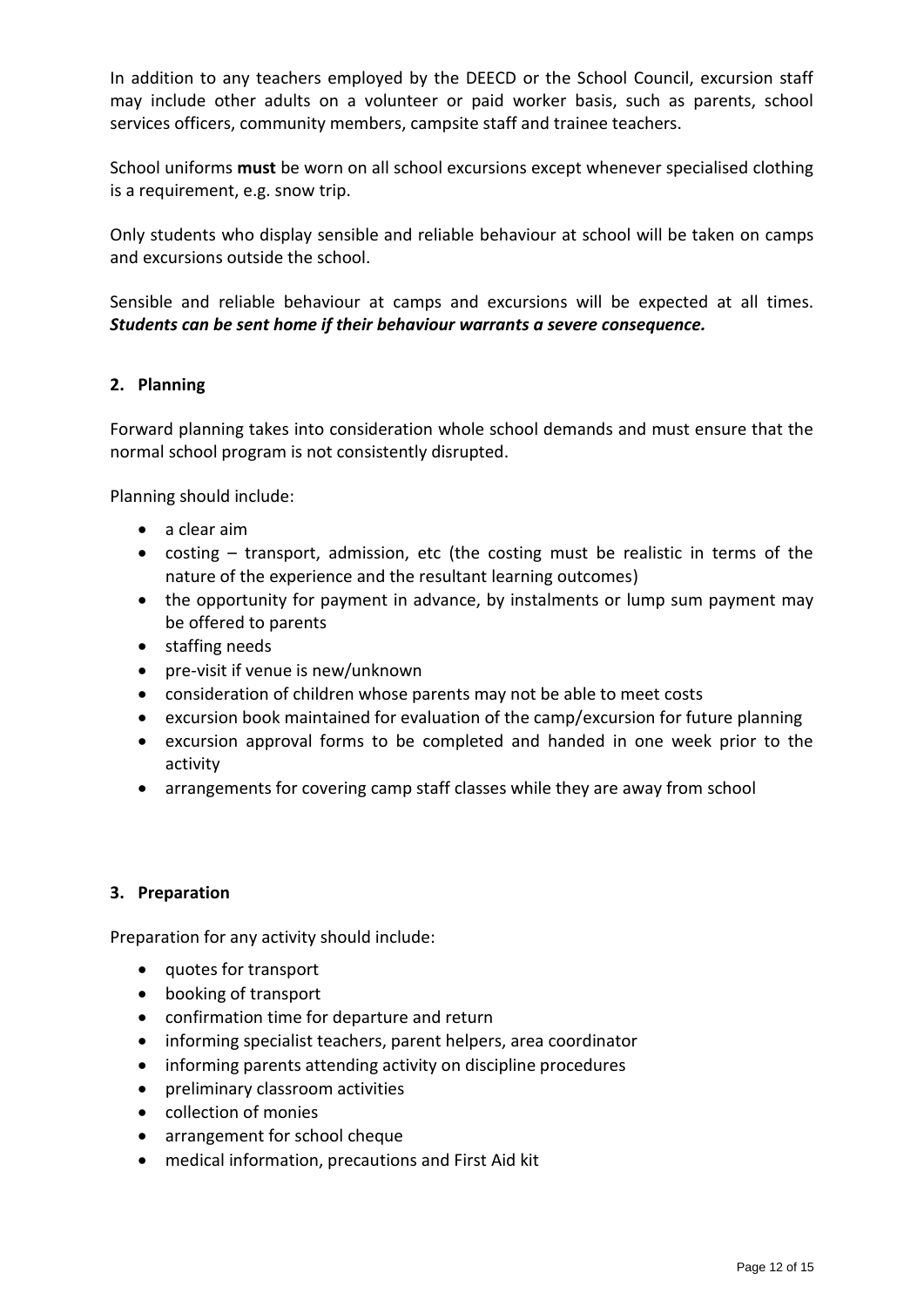In addition to any teachers employed by the DEECD or the School Council, excursion staff may include other adults on a volunteer or paid worker basis, such as parents, school services officers, community members, campsite staff and trainee teachers.

School uniforms **must** be worn on all school excursions except whenever specialised clothing is a requirement, e.g. snow trip.

Only students who display sensible and reliable behaviour at school will be taken on camps and excursions outside the school.

Sensible and reliable behaviour at camps and excursions will be expected at all times. ***Students can be sent home if their behaviour warrants a severe consequence.***

## 2. Planning

Forward planning takes into consideration whole school demands and must ensure that the normal school program is not consistently disrupted.

Planning should include:

- a clear aim
- costing – transport, admission, etc (the costing must be realistic in terms of the nature of the experience and the resultant learning outcomes)
- the opportunity for payment in advance, by instalments or lump sum payment may be offered to parents
- staffing needs
- pre-visit if venue is new/unknown
- consideration of children whose parents may not be able to meet costs
- excursion book maintained for evaluation of the camp/excursion for future planning
- excursion approval forms to be completed and handed in one week prior to the activity
- arrangements for covering camp staff classes while they are away from school

## 3. Preparation

Preparation for any activity should include:

- quotes for transport
- booking of transport
- confirmation time for departure and return
- informing specialist teachers, parent helpers, area coordinator
- informing parents attending activity on discipline procedures
- preliminary classroom activities
- collection of monies
- arrangement for school cheque
- medical information, precautions and First Aid kit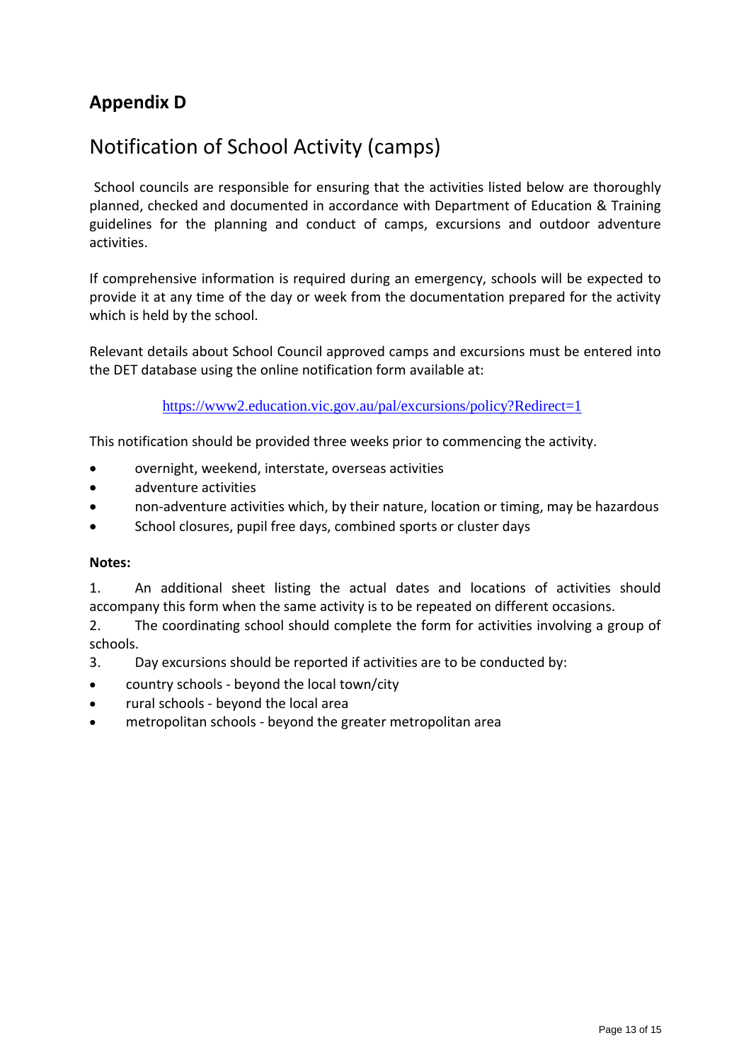## Appendix D

# Notification of School Activity (camps)

School councils are responsible for ensuring that the activities listed below are thoroughly planned, checked and documented in accordance with Department of Education & Training guidelines for the planning and conduct of camps, excursions and outdoor adventure activities.

If comprehensive information is required during an emergency, schools will be expected to provide it at any time of the day or week from the documentation prepared for the activity which is held by the school.

Relevant details about School Council approved camps and excursions must be entered into the DET database using the online notification form available at:

https://www2.education.vic.gov.au/pal/excursions/policy?Redirect=1

This notification should be provided three weeks prior to commencing the activity.

- overnight, weekend, interstate, overseas activities
- adventure activities
- non-adventure activities which, by their nature, location or timing, may be hazardous
- School closures, pupil free days, combined sports or cluster days

**Notes:**

1. An additional sheet listing the actual dates and locations of activities should accompany this form when the same activity is to be repeated on different occasions.
2. The coordinating school should complete the form for activities involving a group of schools.
3. Day excursions should be reported if activities are to be conducted by:

- country schools - beyond the local town/city
- rural schools - beyond the local area
- metropolitan schools - beyond the greater metropolitan area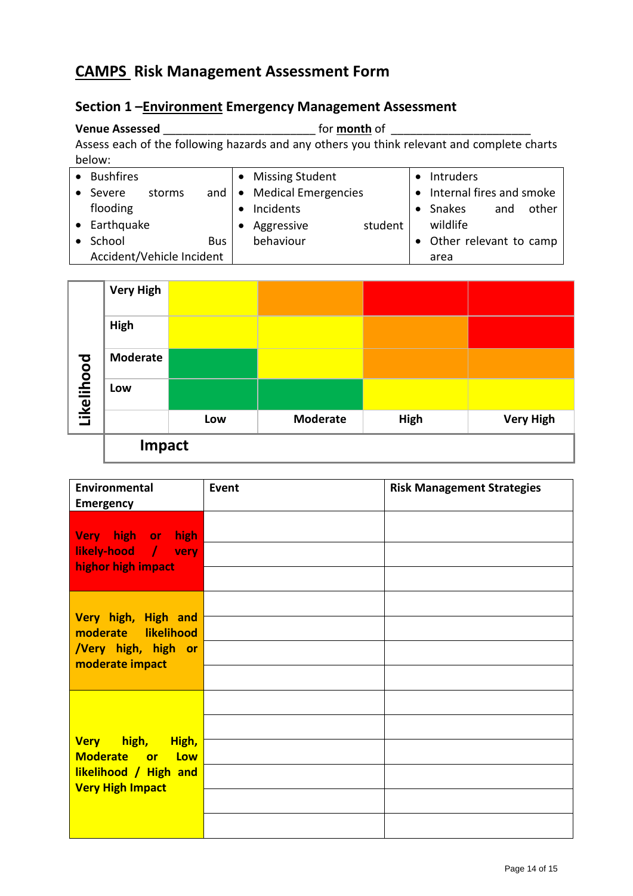# CAMPS Risk Management Assessment Form

## Section 1 – Environment Emergency Management Assessment

**Venue Assessed** ________________________ for **month** of ______________________

Assess each of the following hazards and any others you think relevant and complete charts below:

| | | |
|---|---|---|
| • Bushfires<br>• Severe storms and flooding<br>• Earthquake<br>• School Bus Accident/Vehicle Incident | • Missing Student<br>• Medical Emergencies<br>• Incidents<br>• Aggressive student behaviour | • Intruders<br>• Internal fires and smoke<br>• Snakes and other wildlife<br>• Other relevant to camp area |

| Likelihood | | | | | |
|---|---|---|---|---|---|
| | **Very High** | Yellow | Orange | Red | Red |
| | **High** | Yellow | Yellow | Orange | Red |
| | **Moderate** | Green | Yellow | Orange | Orange |
| | **Low** | Green | Green | Yellow | Yellow |
| | | **Low** | **Moderate** | **High** | **Very High** |
| | **Impact** | | | | |

| Environmental Emergency | Event | Risk Management Strategies |
|---|---|---|
| **Very high or high likely-hood / very highor high impact** | | |
| | | |
| | | |
| **Very high, High and moderate likelihood /Very high, high or moderate impact** | | |
| | | |
| | | |
| | | |
| **Very high, High, Moderate or Low likelihood / High and Very High Impact** | | |
| | | |
| | | |
| | | |
| | | |
| | | |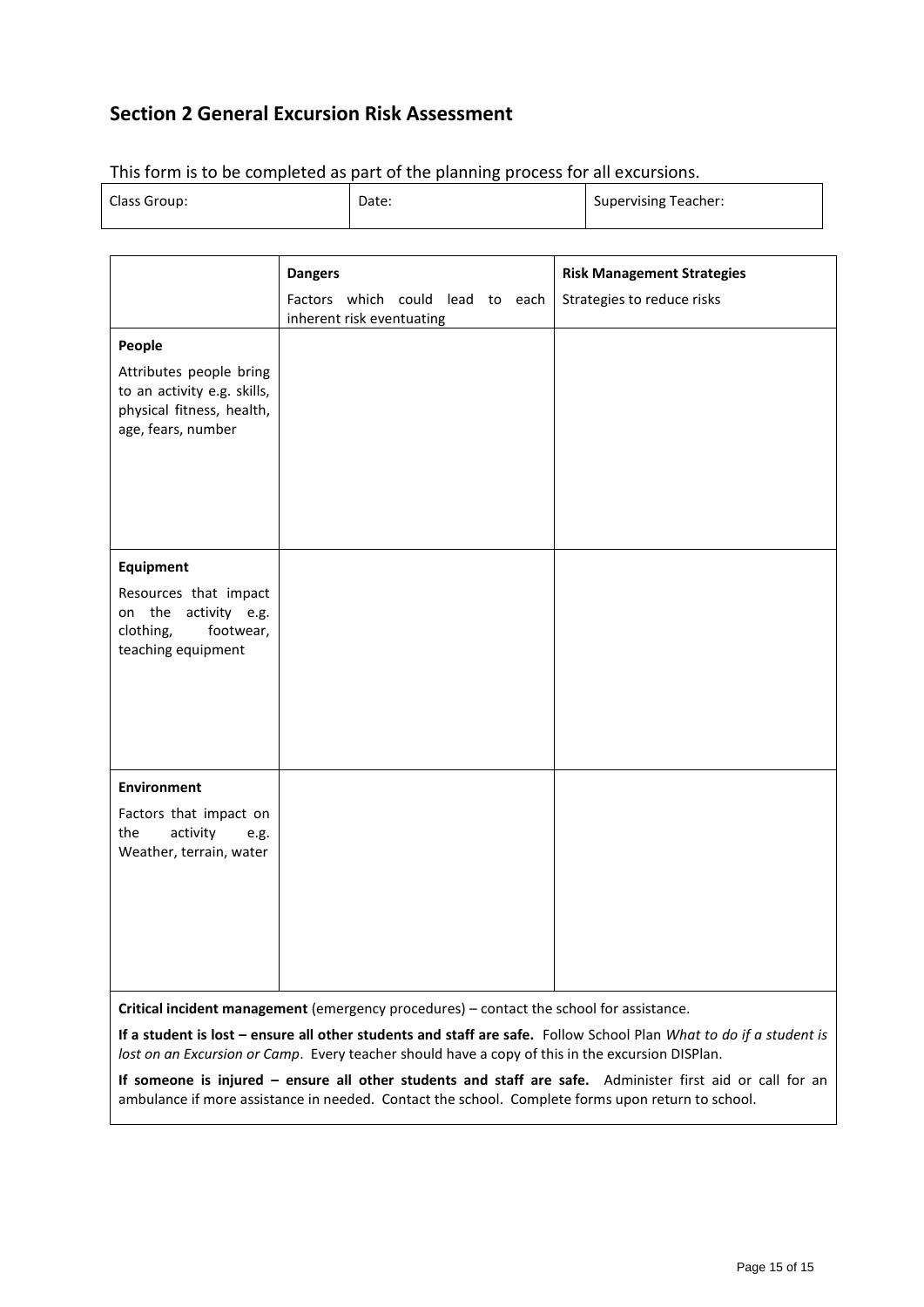## Section 2 General Excursion Risk Assessment

This form is to be completed as part of the planning process for all excursions.

| Class Group: | Date: | Supervising Teacher: |
|---|---|---|

| | **Dangers**<br>Factors which could lead to each inherent risk eventuating | **Risk Management Strategies**<br>Strategies to reduce risks |
|---|---|---|
| **People**<br>Attributes people bring to an activity e.g. skills, physical fitness, health, age, fears, number | | |
| **Equipment**<br>Resources that impact on the activity e.g. clothing, footwear, teaching equipment | | |
| **Environment**<br>Factors that impact on the activity e.g. Weather, terrain, water | | |

**Critical incident management** (emergency procedures) – contact the school for assistance.

**If a student is lost – ensure all other students and staff are safe.** Follow School Plan *What to do if a student is lost on an Excursion or Camp*. Every teacher should have a copy of this in the excursion DISPlan.

**If someone is injured – ensure all other students and staff are safe.** Administer first aid or call for an ambulance if more assistance in needed. Contact the school. Complete forms upon return to school.